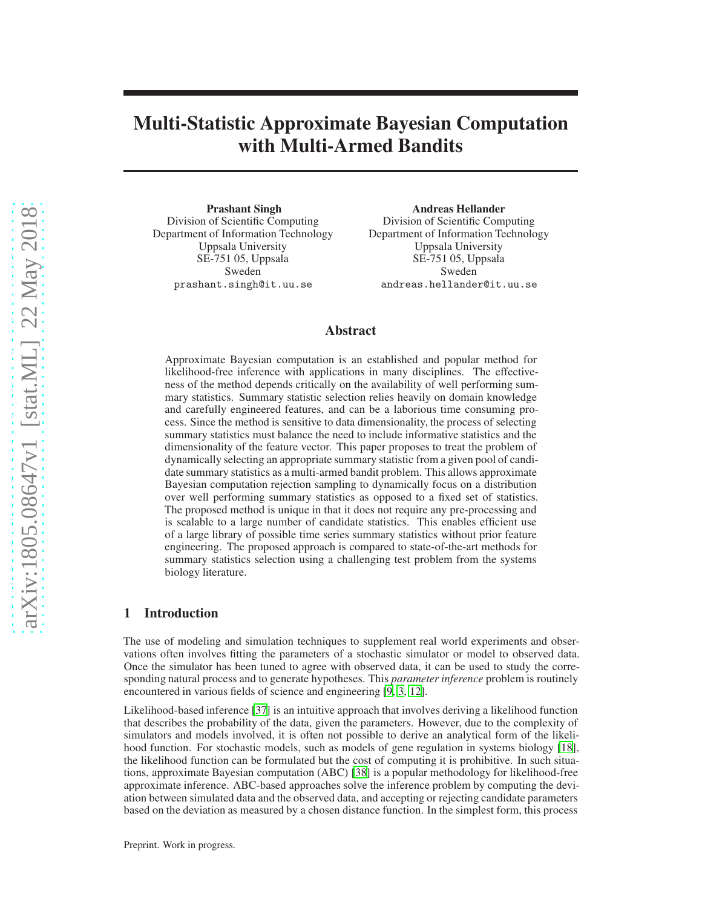# Multi-Statistic Approximate Bayesian Computation with Multi-Armed Bandits

**Prashant Singh**
Division of Scientific Computing
Department of Information Technology
Uppsala University
SE-751 05, Uppsala
Sweden
prashant.singh@it.uu.se

**Andreas Hellander**
Division of Scientific Computing
Department of Information Technology
Uppsala University
SE-751 05, Uppsala
Sweden
andreas.hellander@it.uu.se

## Abstract

Approximate Bayesian computation is an established and popular method for likelihood-free inference with applications in many disciplines. The effectiveness of the method depends critically on the availability of well performing summary statistics. Summary statistic selection relies heavily on domain knowledge and carefully engineered features, and can be a laborious time consuming process. Since the method is sensitive to data dimensionality, the process of selecting summary statistics must balance the need to include informative statistics and the dimensionality of the feature vector. This paper proposes to treat the problem of dynamically selecting an appropriate summary statistic from a given pool of candidate summary statistics as a multi-armed bandit problem. This allows approximate Bayesian computation rejection sampling to dynamically focus on a distribution over well performing summary statistics as opposed to a fixed set of statistics. The proposed method is unique in that it does not require any pre-processing and is scalable to a large number of candidate statistics. This enables efficient use of a large library of possible time series summary statistics without prior feature engineering. The proposed approach is compared to state-of-the-art methods for summary statistics selection using a challenging test problem from the systems biology literature.

## 1 Introduction

The use of modeling and simulation techniques to supplement real world experiments and observations often involves fitting the parameters of a stochastic simulator or model to observed data. Once the simulator has been tuned to agree with observed data, it can be used to study the corresponding natural process and to generate hypotheses. This *parameter inference* problem is routinely encountered in various fields of science and engineering [9, 3, 12].

Likelihood-based inference [37] is an intuitive approach that involves deriving a likelihood function that describes the probability of the data, given the parameters. However, due to the complexity of simulators and models involved, it is often not possible to derive an analytical form of the likelihood function. For stochastic models, such as models of gene regulation in systems biology [18], the likelihood function can be formulated but the cost of computing it is prohibitive. In such situations, approximate Bayesian computation (ABC) [38] is a popular methodology for likelihood-free approximate inference. ABC-based approaches solve the inference problem by computing the deviation between simulated data and the observed data, and accepting or rejecting candidate parameters based on the deviation as measured by a chosen distance function. In the simplest form, this process

Preprint. Work in progress.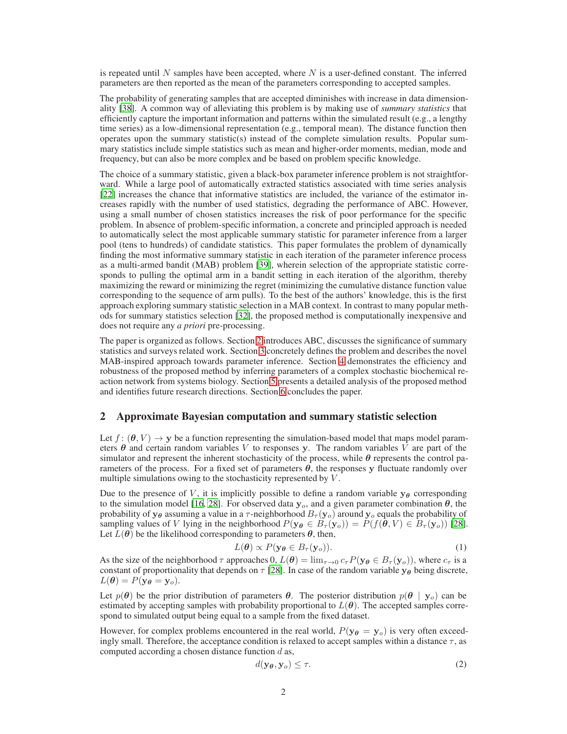is repeated until $N$ samples have been accepted, where $N$ is a user-defined constant. The inferred parameters are then reported as the mean of the parameters corresponding to accepted samples.

The probability of generating samples that are accepted diminishes with increase in data dimensionality [38]. A common way of alleviating this problem is by making use of *summary statistics* that efficiently capture the important information and patterns within the simulated result (e.g., a lengthy time series) as a low-dimensional representation (e.g., temporal mean). The distance function then operates upon the summary statistic(s) instead of the complete simulation results. Popular summary statistics include simple statistics such as mean and higher-order moments, median, mode and frequency, but can also be more complex and be based on problem specific knowledge.

The choice of a summary statistic, given a black-box parameter inference problem is not straightforward. While a large pool of automatically extracted statistics associated with time series analysis [22] increases the chance that informative statistics are included, the variance of the estimator increases rapidly with the number of used statistics, degrading the performance of ABC. However, using a small number of chosen statistics increases the risk of poor performance for the specific problem. In absence of problem-specific information, a concrete and principled approach is needed to automatically select the most applicable summary statistic for parameter inference from a larger pool (tens to hundreds) of candidate statistics. This paper formulates the problem of dynamically finding the most informative summary statistic in each iteration of the parameter inference process as a multi-armed bandit (MAB) problem [39], wherein selection of the appropriate statistic corresponds to pulling the optimal arm in a bandit setting in each iteration of the algorithm, thereby maximizing the reward or minimizing the regret (minimizing the cumulative distance function value corresponding to the sequence of arm pulls). To the best of the authors' knowledge, this is the first approach exploring summary statistic selection in a MAB context. In contrast to many popular methods for summary statistics selection [32], the proposed method is computationally inexpensive and does not require any *a priori* pre-processing.

The paper is organized as follows. Section 2 introduces ABC, discusses the significance of summary statistics and surveys related work. Section 3 concretely defines the problem and describes the novel MAB-inspired approach towards parameter inference. Section 4 demonstrates the efficiency and robustness of the proposed method by inferring parameters of a complex stochastic biochemical reaction network from systems biology. Section 5 presents a detailed analysis of the proposed method and identifies future research directions. Section 6 concludes the paper.

## 2 Approximate Bayesian computation and summary statistic selection

Let $f\colon (\boldsymbol{\theta}, V) \rightarrow \mathbf{y}$ be a function representing the simulation-based model that maps model parameters $\boldsymbol{\theta}$ and certain random variables $V$ to responses $\mathbf{y}$. The random variables $V$ are part of the simulator and represent the inherent stochasticity of the process, while $\boldsymbol{\theta}$ represents the control parameters of the process. For a fixed set of parameters $\boldsymbol{\theta}$, the responses $\mathbf{y}$ fluctuate randomly over multiple simulations owing to the stochasticity represented by $V$.

Due to the presence of $V$, it is implicitly possible to define a random variable $\mathbf{y}_{\boldsymbol{\theta}}$ corresponding to the simulation model [16, 28]. For observed data $\mathbf{y}_o$, and a given parameter combination $\boldsymbol{\theta}$, the probability of $\mathbf{y}_{\boldsymbol{\theta}}$ assuming a value in a $\tau$-neighborhood $B_\tau(\mathbf{y}_o)$ around $\mathbf{y}_o$ equals the probability of sampling values of $V$ lying in the neighborhood $P(\mathbf{y}_{\boldsymbol{\theta}} \in B_\tau(\mathbf{y}_o)) = P(f(\boldsymbol{\theta}, V) \in B_\tau(\mathbf{y}_o))$ [28]. Let $L(\boldsymbol{\theta})$ be the likelihood corresponding to parameters $\boldsymbol{\theta}$, then,

$$L(\boldsymbol{\theta}) \propto P(\mathbf{y}_{\boldsymbol{\theta}} \in B_\tau(\mathbf{y}_o)). \tag{1}$$

As the size of the neighborhood $\tau$ approaches 0, $L(\boldsymbol{\theta}) = \lim_{\tau \to 0} c_\tau P(\mathbf{y}_{\boldsymbol{\theta}} \in B_\tau(\mathbf{y}_o))$, where $c_\tau$ is a constant of proportionality that depends on $\tau$ [28]. In case of the random variable $\mathbf{y}_{\boldsymbol{\theta}}$ being discrete, $L(\boldsymbol{\theta}) = P(\mathbf{y}_{\boldsymbol{\theta}} = \mathbf{y}_o)$.

Let $p(\boldsymbol{\theta})$ be the prior distribution of parameters $\boldsymbol{\theta}$. The posterior distribution $p(\boldsymbol{\theta} \mid \mathbf{y}_o)$ can be estimated by accepting samples with probability proportional to $L(\boldsymbol{\theta})$. The accepted samples correspond to simulated output being equal to a sample from the fixed dataset.

However, for complex problems encountered in the real world, $P(\mathbf{y}_{\boldsymbol{\theta}} = \mathbf{y}_o)$ is very often exceedingly small. Therefore, the acceptance condition is relaxed to accept samples within a distance $\tau$, as computed according a chosen distance function $d$ as,

$$d(\mathbf{y}_{\boldsymbol{\theta}}, \mathbf{y}_o) \leq \tau. \tag{2}$$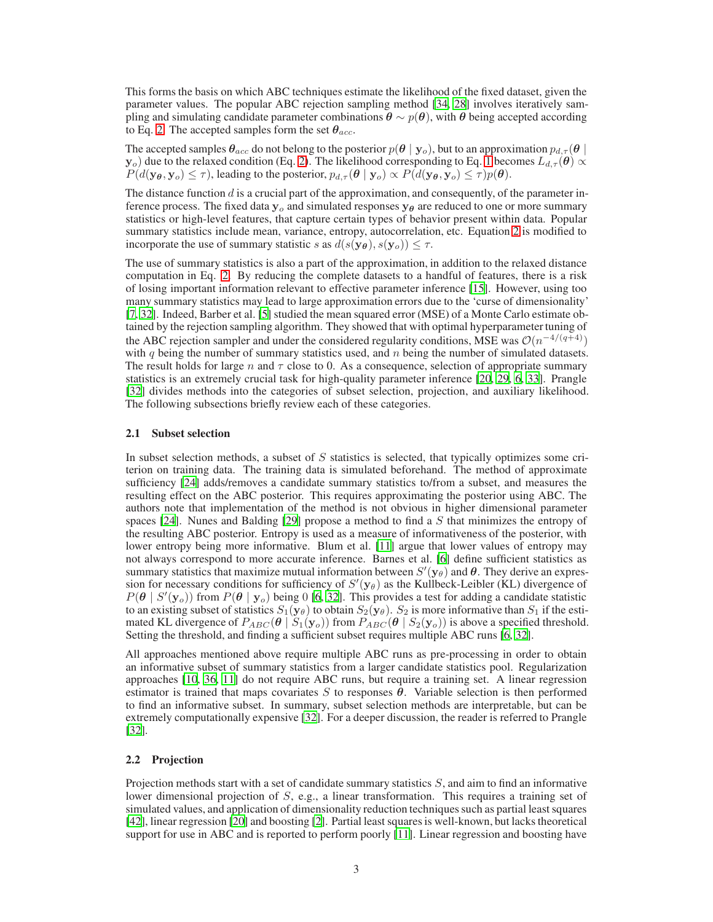This forms the basis on which ABC techniques estimate the likelihood of the fixed dataset, given the parameter values. The popular ABC rejection sampling method [34, 28] involves iteratively sampling and simulating candidate parameter combinations $\boldsymbol{\theta} \sim p(\boldsymbol{\theta})$, with $\boldsymbol{\theta}$ being accepted according to Eq. 2. The accepted samples form the set $\boldsymbol{\theta}_{acc}$.

The accepted samples $\boldsymbol{\theta}_{acc}$ do not belong to the posterior $p(\boldsymbol{\theta} \mid \mathbf{y}_o)$, but to an approximation $p_{d,\tau}(\boldsymbol{\theta} \mid \mathbf{y}_o)$ due to the relaxed condition (Eq. 2). The likelihood corresponding to Eq. 1 becomes $L_{d,\tau}(\boldsymbol{\theta}) \propto P(d(\mathbf{y}_{\boldsymbol{\theta}}, \mathbf{y}_o) \leq \tau)$, leading to the posterior, $p_{d,\tau}(\boldsymbol{\theta} \mid \mathbf{y}_o) \propto P(d(\mathbf{y}_{\boldsymbol{\theta}}, \mathbf{y}_o) \leq \tau)p(\boldsymbol{\theta})$.

The distance function $d$ is a crucial part of the approximation, and consequently, of the parameter inference process. The fixed data $\mathbf{y}_o$ and simulated responses $\mathbf{y}_{\boldsymbol{\theta}}$ are reduced to one or more summary statistics or high-level features, that capture certain types of behavior present within data. Popular summary statistics include mean, variance, entropy, autocorrelation, etc. Equation 2 is modified to incorporate the use of summary statistic $s$ as $d(s(\mathbf{y}_{\boldsymbol{\theta}}), s(\mathbf{y}_o)) \leq \tau$.

The use of summary statistics is also a part of the approximation, in addition to the relaxed distance computation in Eq. 2. By reducing the complete datasets to a handful of features, there is a risk of losing important information relevant to effective parameter inference [15]. However, using too many summary statistics may lead to large approximation errors due to the 'curse of dimensionality' [7, 32]. Indeed, Barber et al. [5] studied the mean squared error (MSE) of a Monte Carlo estimate obtained by the rejection sampling algorithm. They showed that with optimal hyperparameter tuning of the ABC rejection sampler and under the considered regularity conditions, MSE was $\mathcal{O}(n^{-4/(q+4)})$ with $q$ being the number of summary statistics used, and $n$ being the number of simulated datasets. The result holds for large $n$ and $\tau$ close to 0. As a consequence, selection of appropriate summary statistics is an extremely crucial task for high-quality parameter inference [20, 29, 6, 33]. Prangle [32] divides methods into the categories of subset selection, projection, and auxiliary likelihood. The following subsections briefly review each of these categories.

### 2.1 Subset selection

In subset selection methods, a subset of $S$ statistics is selected, that typically optimizes some criterion on training data. The training data is simulated beforehand. The method of approximate sufficiency [24] adds/removes a candidate summary statistics to/from a subset, and measures the resulting effect on the ABC posterior. This requires approximating the posterior using ABC. The authors note that implementation of the method is not obvious in higher dimensional parameter spaces [24]. Nunes and Balding [29] propose a method to find a $S$ that minimizes the entropy of the resulting ABC posterior. Entropy is used as a measure of informativeness of the posterior, with lower entropy being more informative. Blum et al. [11] argue that lower values of entropy may not always correspond to more accurate inference. Barnes et al. [6] define sufficient statistics as summary statistics that maximize mutual information between $S'(\mathbf{y}_\theta)$ and $\boldsymbol{\theta}$. They derive an expression for necessary conditions for sufficiency of $S'(\mathbf{y}_\theta)$ as the Kullbeck-Leibler (KL) divergence of $P(\boldsymbol{\theta} \mid S'(\mathbf{y}_o))$ from $P(\boldsymbol{\theta} \mid \mathbf{y}_o)$ being 0 [6, 32]. This provides a test for adding a candidate statistic to an existing subset of statistics $S_1(\mathbf{y}_\theta)$ to obtain $S_2(\mathbf{y}_\theta)$. $S_2$ is more informative than $S_1$ if the estimated KL divergence of $P_{ABC}(\boldsymbol{\theta} \mid S_1(\mathbf{y}_o))$ from $P_{ABC}(\boldsymbol{\theta} \mid S_2(\mathbf{y}_o))$ is above a specified threshold. Setting the threshold, and finding a sufficient subset requires multiple ABC runs [6, 32].

All approaches mentioned above require multiple ABC runs as pre-processing in order to obtain an informative subset of summary statistics from a larger candidate statistics pool. Regularization approaches [10, 36, 11] do not require ABC runs, but require a training set. A linear regression estimator is trained that maps covariates $S$ to responses $\boldsymbol{\theta}$. Variable selection is then performed to find an informative subset. In summary, subset selection methods are interpretable, but can be extremely computationally expensive [32]. For a deeper discussion, the reader is referred to Prangle [32].

### 2.2 Projection

Projection methods start with a set of candidate summary statistics $S$, and aim to find an informative lower dimensional projection of $S$, e.g., a linear transformation. This requires a training set of simulated values, and application of dimensionality reduction techniques such as partial least squares [42], linear regression [20] and boosting [2]. Partial least squares is well-known, but lacks theoretical support for use in ABC and is reported to perform poorly [11]. Linear regression and boosting have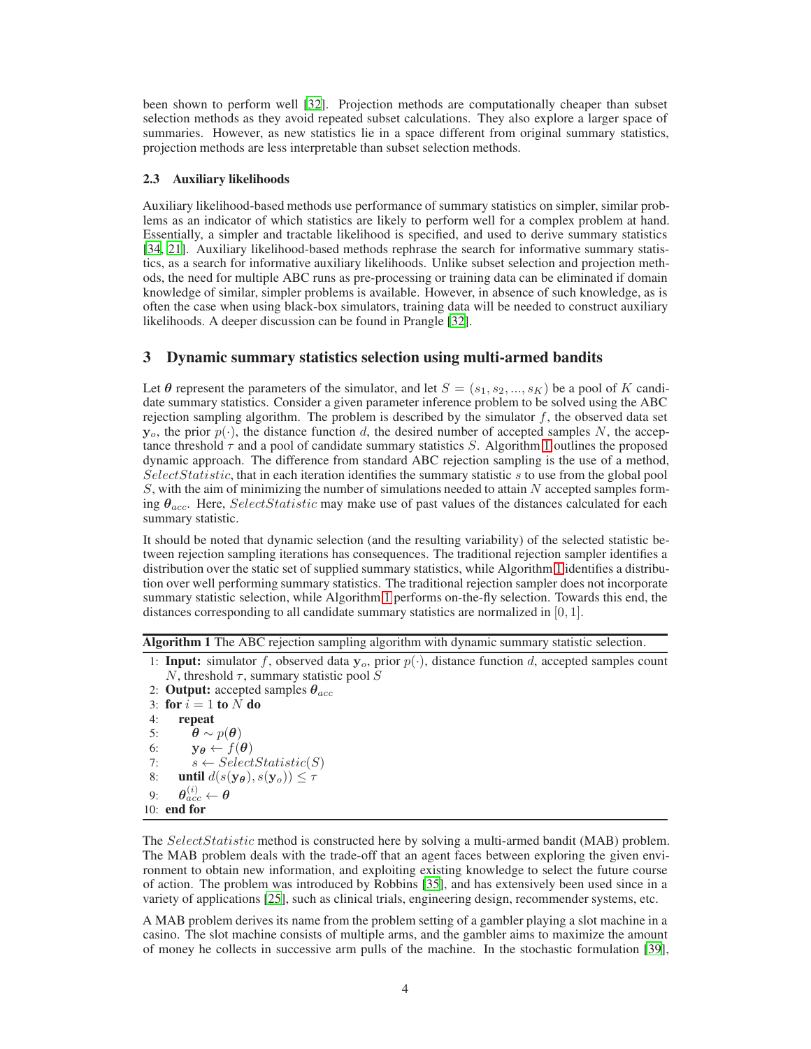been shown to perform well [32]. Projection methods are computationally cheaper than subset selection methods as they avoid repeated subset calculations. They also explore a larger space of summaries. However, as new statistics lie in a space different from original summary statistics, projection methods are less interpretable than subset selection methods.

### 2.3 Auxiliary likelihoods

Auxiliary likelihood-based methods use performance of summary statistics on simpler, similar problems as an indicator of which statistics are likely to perform well for a complex problem at hand. Essentially, a simpler and tractable likelihood is specified, and used to derive summary statistics [34, 21]. Auxiliary likelihood-based methods rephrase the search for informative summary statistics, as a search for informative auxiliary likelihoods. Unlike subset selection and projection methods, the need for multiple ABC runs as pre-processing or training data can be eliminated if domain knowledge of similar, simpler problems is available. However, in absence of such knowledge, as is often the case when using black-box simulators, training data will be needed to construct auxiliary likelihoods. A deeper discussion can be found in Prangle [32].

## 3 Dynamic summary statistics selection using multi-armed bandits

Let $\boldsymbol{\theta}$ represent the parameters of the simulator, and let $S = (s_1, s_2, ..., s_K)$ be a pool of $K$ candidate summary statistics. Consider a given parameter inference problem to be solved using the ABC rejection sampling algorithm. The problem is described by the simulator $f$, the observed data set $\mathbf{y}_o$, the prior $p(\cdot)$, the distance function $d$, the desired number of accepted samples $N$, the acceptance threshold $\tau$ and a pool of candidate summary statistics $S$. Algorithm 1 outlines the proposed dynamic approach. The difference from standard ABC rejection sampling is the use of a method, $SelectStatistic$, that in each iteration identifies the summary statistic $s$ to use from the global pool $S$, with the aim of minimizing the number of simulations needed to attain $N$ accepted samples forming $\boldsymbol{\theta}_{acc}$. Here, $SelectStatistic$ may make use of past values of the distances calculated for each summary statistic.

It should be noted that dynamic selection (and the resulting variability) of the selected statistic between rejection sampling iterations has consequences. The traditional rejection sampler identifies a distribution over the static set of supplied summary statistics, while Algorithm 1 identifies a distribution over well performing summary statistics. The traditional rejection sampler does not incorporate summary statistic selection, while Algorithm 1 performs on-the-fly selection. Towards this end, the distances corresponding to all candidate summary statistics are normalized in $[0, 1]$.

**Algorithm 1** The ABC rejection sampling algorithm with dynamic summary statistic selection.

```
1: Input: simulator f, observed data y_o, prior p(·), distance function d, accepted samples count
   N, threshold τ, summary statistic pool S
2: Output: accepted samples θ_acc
3: for i = 1 to N do
4:   repeat
5:     θ ~ p(θ)
6:     y_θ ← f(θ)
7:     s ← SelectStatistic(S)
8:   until d(s(y_θ), s(y_o)) ≤ τ
9:   θ_acc^(i) ← θ
10: end for
```

The $SelectStatistic$ method is constructed here by solving a multi-armed bandit (MAB) problem. The MAB problem deals with the trade-off that an agent faces between exploring the given environment to obtain new information, and exploiting existing knowledge to select the future course of action. The problem was introduced by Robbins [35], and has extensively been used since in a variety of applications [25], such as clinical trials, engineering design, recommender systems, etc.

A MAB problem derives its name from the problem setting of a gambler playing a slot machine in a casino. The slot machine consists of multiple arms, and the gambler aims to maximize the amount of money he collects in successive arm pulls of the machine. In the stochastic formulation [39],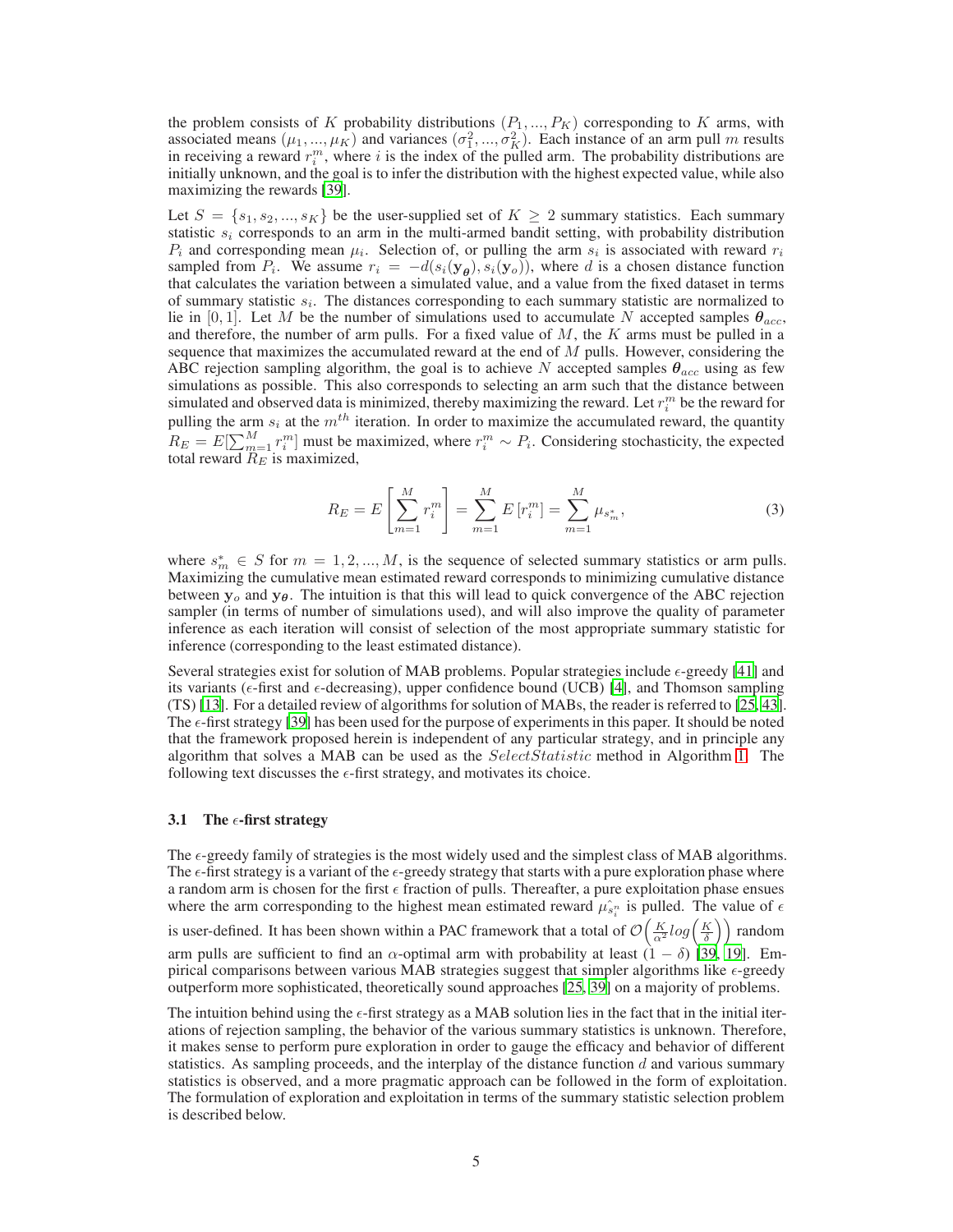the problem consists of $K$ probability distributions $(P_1, ..., P_K)$ corresponding to $K$ arms, with associated means $(\mu_1, ..., \mu_K)$ and variances $(\sigma_1^2, ..., \sigma_K^2)$. Each instance of an arm pull $m$ results in receiving a reward $r_i^m$, where $i$ is the index of the pulled arm. The probability distributions are initially unknown, and the goal is to infer the distribution with the highest expected value, while also maximizing the rewards [39].

Let $S = \{s_1, s_2, ..., s_K\}$ be the user-supplied set of $K \geq 2$ summary statistics. Each summary statistic $s_i$ corresponds to an arm in the multi-armed bandit setting, with probability distribution $P_i$ and corresponding mean $\mu_i$. Selection of, or pulling the arm $s_i$ is associated with reward $r_i$ sampled from $P_i$. We assume $r_i = -d(s_i(\mathbf{y}_{\boldsymbol{\theta}}), s_i(\mathbf{y}_o))$, where $d$ is a chosen distance function that calculates the variation between a simulated value, and a value from the fixed dataset in terms of summary statistic $s_i$. The distances corresponding to each summary statistic are normalized to lie in $[0, 1]$. Let $M$ be the number of simulations used to accumulate $N$ accepted samples $\boldsymbol{\theta}_{acc}$, and therefore, the number of arm pulls. For a fixed value of $M$, the $K$ arms must be pulled in a sequence that maximizes the accumulated reward at the end of $M$ pulls. However, considering the ABC rejection sampling algorithm, the goal is to achieve $N$ accepted samples $\boldsymbol{\theta}_{acc}$ using as few simulations as possible. This also corresponds to selecting an arm such that the distance between simulated and observed data is minimized, thereby maximizing the reward. Let $r_i^m$ be the reward for pulling the arm $s_i$ at the $m^{th}$ iteration. In order to maximize the accumulated reward, the quantity $R_E = E[\sum_{m=1}^{M} r_i^m]$ must be maximized, where $r_i^m \sim P_i$. Considering stochasticity, the expected total reward $R_E$ is maximized,

$$R_E = E\left[\sum_{m=1}^{M} r_i^m\right] = \sum_{m=1}^{M} E\left[r_i^m\right] = \sum_{m=1}^{M} \mu_{s_m^*}, \tag{3}$$

where $s_m^* \in S$ for $m = 1, 2, ..., M$, is the sequence of selected summary statistics or arm pulls. Maximizing the cumulative mean estimated reward corresponds to minimizing cumulative distance between $\mathbf{y}_o$ and $\mathbf{y}_{\boldsymbol{\theta}}$. The intuition is that this will lead to quick convergence of the ABC rejection sampler (in terms of number of simulations used), and will also improve the quality of parameter inference as each iteration will consist of selection of the most appropriate summary statistic for inference (corresponding to the least estimated distance).

Several strategies exist for solution of MAB problems. Popular strategies include $\epsilon$-greedy [41] and its variants ($\epsilon$-first and $\epsilon$-decreasing), upper confidence bound (UCB) [4], and Thomson sampling (TS) [13]. For a detailed review of algorithms for solution of MABs, the reader is referred to [25, 43]. The $\epsilon$-first strategy [39] has been used for the purpose of experiments in this paper. It should be noted that the framework proposed herein is independent of any particular strategy, and in principle any algorithm that solves a MAB can be used as the $SelectStatistic$ method in Algorithm 1. The following text discusses the $\epsilon$-first strategy, and motivates its choice.

### 3.1 The $\epsilon$-first strategy

The $\epsilon$-greedy family of strategies is the most widely used and the simplest class of MAB algorithms. The $\epsilon$-first strategy is a variant of the $\epsilon$-greedy strategy that starts with a pure exploration phase where a random arm is chosen for the first $\epsilon$ fraction of pulls. Thereafter, a pure exploitation phase ensues where the arm corresponding to the highest mean estimated reward $\hat{\mu_{s_i^n}}$ is pulled. The value of $\epsilon$ is user-defined. It has been shown within a PAC framework that a total of $\mathcal{O}\left(\frac{K}{\alpha^2} log\left(\frac{K}{\delta}\right)\right)$ random arm pulls are sufficient to find an $\alpha$-optimal arm with probability at least $(1 - \delta)$ [39, 19]. Empirical comparisons between various MAB strategies suggest that simpler algorithms like $\epsilon$-greedy outperform more sophisticated, theoretically sound approaches [25, 39] on a majority of problems.

The intuition behind using the $\epsilon$-first strategy as a MAB solution lies in the fact that in the initial iterations of rejection sampling, the behavior of the various summary statistics is unknown. Therefore, it makes sense to perform pure exploration in order to gauge the efficacy and behavior of different statistics. As sampling proceeds, and the interplay of the distance function $d$ and various summary statistics is observed, and a more pragmatic approach can be followed in the form of exploitation. The formulation of exploration and exploitation in terms of the summary statistic selection problem is described below.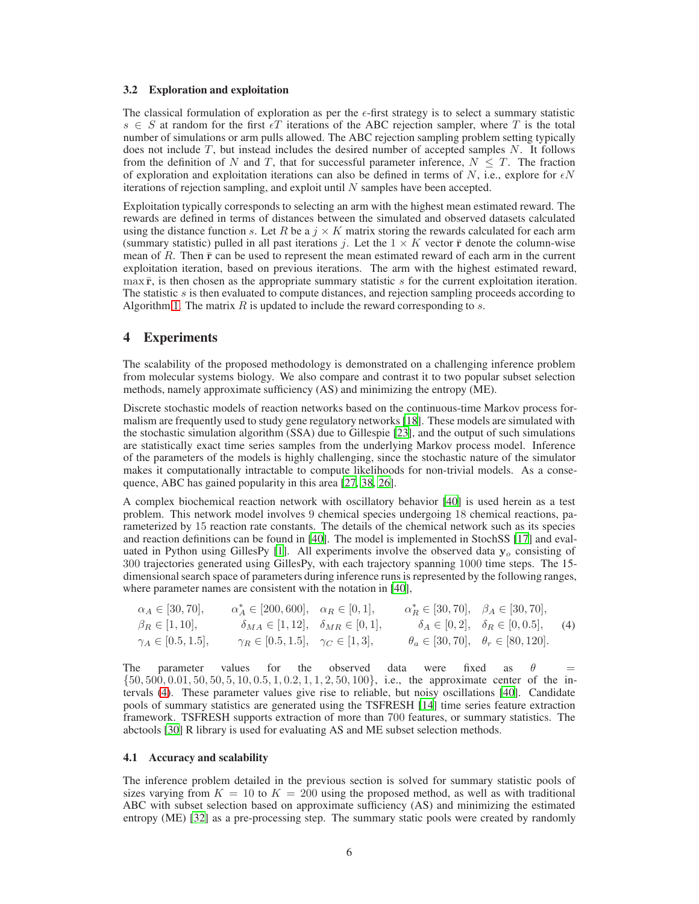### 3.2 Exploration and exploitation

The classical formulation of exploration as per the $\epsilon$-first strategy is to select a summary statistic $s \in S$ at random for the first $\epsilon T$ iterations of the ABC rejection sampler, where $T$ is the total number of simulations or arm pulls allowed. The ABC rejection sampling problem setting typically does not include $T$, but instead includes the desired number of accepted samples $N$. It follows from the definition of $N$ and $T$, that for successful parameter inference, $N \leq T$. The fraction of exploration and exploitation iterations can also be defined in terms of $N$, i.e., explore for $\epsilon N$ iterations of rejection sampling, and exploit until $N$ samples have been accepted.

Exploitation typically corresponds to selecting an arm with the highest mean estimated reward. The rewards are defined in terms of distances between the simulated and observed datasets calculated using the distance function $s$. Let $R$ be a $j \times K$ matrix storing the rewards calculated for each arm (summary statistic) pulled in all past iterations $j$. Let the $1 \times K$ vector $\bar{\mathbf{r}}$ denote the column-wise mean of $R$. Then $\bar{\mathbf{r}}$ can be used to represent the mean estimated reward of each arm in the current exploitation iteration, based on previous iterations. The arm with the highest estimated reward, $\max \bar{\mathbf{r}}$, is then chosen as the appropriate summary statistic $s$ for the current exploitation iteration. The statistic $s$ is then evaluated to compute distances, and rejection sampling proceeds according to Algorithm 1. The matrix $R$ is updated to include the reward corresponding to $s$.

## 4 Experiments

The scalability of the proposed methodology is demonstrated on a challenging inference problem from molecular systems biology. We also compare and contrast it to two popular subset selection methods, namely approximate sufficiency (AS) and minimizing the entropy (ME).

Discrete stochastic models of reaction networks based on the continuous-time Markov process formalism are frequently used to study gene regulatory networks [18]. These models are simulated with the stochastic simulation algorithm (SSA) due to Gillespie [23], and the output of such simulations are statistically exact time series samples from the underlying Markov process model. Inference of the parameters of the models is highly challenging, since the stochastic nature of the simulator makes it computationally intractable to compute likelihoods for non-trivial models. As a consequence, ABC has gained popularity in this area [27, 38, 26].

A complex biochemical reaction network with oscillatory behavior [40] is used herein as a test problem. This network model involves 9 chemical species undergoing 18 chemical reactions, parameterized by 15 reaction rate constants. The details of the chemical network such as its species and reaction definitions can be found in [40]. The model is implemented in StochSS [17] and evaluated in Python using GillesPy [1]. All experiments involve the observed data $\mathbf{y}_o$ consisting of 300 trajectories generated using GillesPy, with each trajectory spanning 1000 time steps. The 15-dimensional search space of parameters during inference runs is represented by the following ranges, where parameter names are consistent with the notation in [40],

$$
\begin{array}{lllll}
\alpha_A \in [30, 70], & \alpha_A^* \in [200, 600], & \alpha_R \in [0, 1], & \alpha_R^* \in [30, 70], & \beta_A \in [30, 70], \\
\beta_R \in [1, 10], & \delta_{MA} \in [1, 12], & \delta_{MR} \in [0, 1], & \delta_A \in [0, 2], & \delta_R \in [0, 0.5], \\
\gamma_A \in [0.5, 1.5], & \gamma_R \in [0.5, 1.5], & \gamma_C \in [1, 3], & \theta_a \in [30, 70], & \theta_r \in [80, 120].
\end{array} \tag{4}
$$

The parameter values for the observed data were fixed as $\theta = \{50, 500, 0.01, 50, 50, 5, 10, 0.5, 1, 0.2, 1, 1, 2, 50, 100\}$, i.e., the approximate center of the intervals (4). These parameter values give rise to reliable, but noisy oscillations [40]. Candidate pools of summary statistics are generated using the TSFRESH [14] time series feature extraction framework. TSFRESH supports extraction of more than 700 features, or summary statistics. The abctools [30] R library is used for evaluating AS and ME subset selection methods.

### 4.1 Accuracy and scalability

The inference problem detailed in the previous section is solved for summary statistic pools of sizes varying from $K = 10$ to $K = 200$ using the proposed method, as well as with traditional ABC with subset selection based on approximate sufficiency (AS) and minimizing the estimated entropy (ME) [32] as a pre-processing step. The summary static pools were created by randomly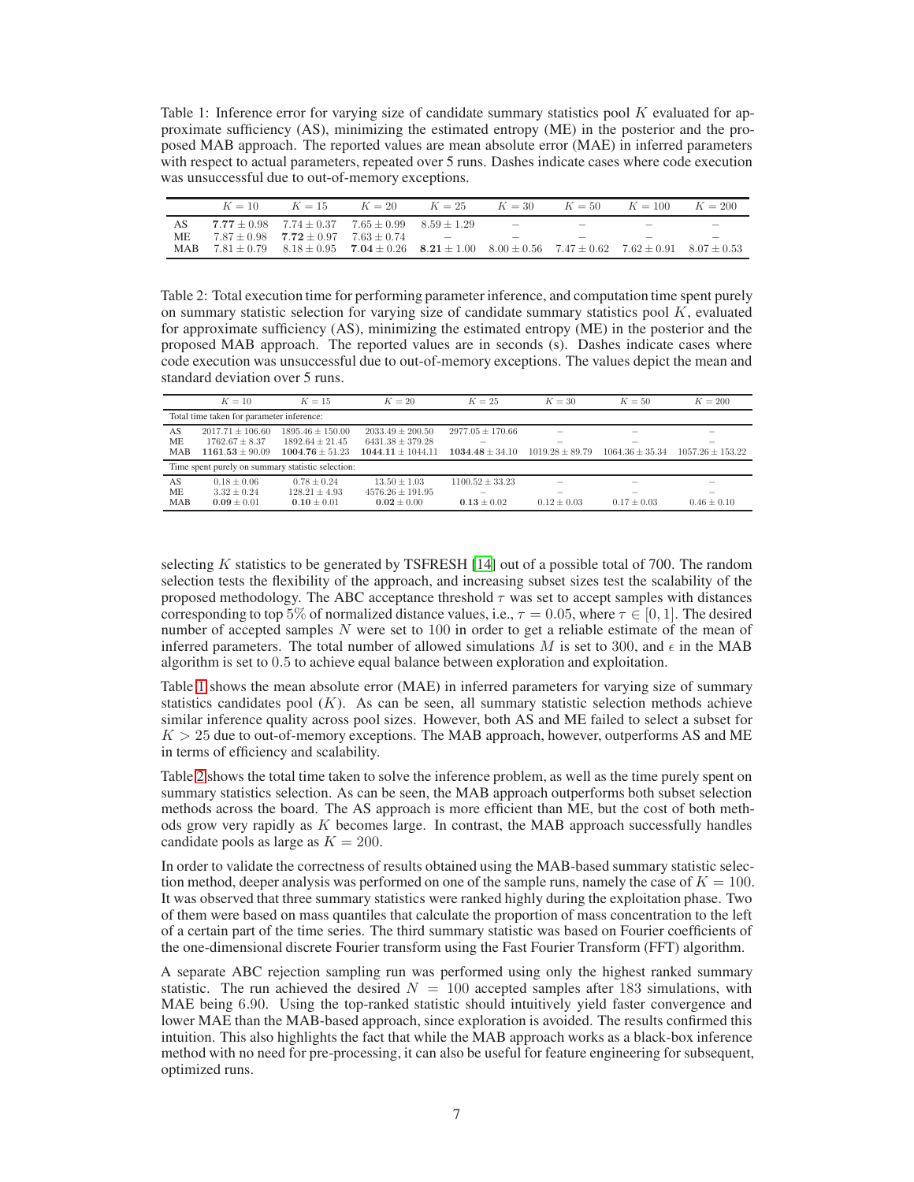Table 1: Inference error for varying size of candidate summary statistics pool $K$ evaluated for approximate sufficiency (AS), minimizing the estimated entropy (ME) in the posterior and the proposed MAB approach. The reported values are mean absolute error (MAE) in inferred parameters with respect to actual parameters, repeated over 5 runs. Dashes indicate cases where code execution was unsuccessful due to out-of-memory exceptions.

| | $K = 10$ | $K = 15$ | $K = 20$ | $K = 25$ | $K = 30$ | $K = 50$ | $K = 100$ | $K = 200$ |
|---|---|---|---|---|---|---|---|---|
| AS | $\mathbf{7.77} \pm 0.98$ | $7.74 \pm 0.37$ | $7.65 \pm 0.99$ | $8.59 \pm 1.29$ | – | – | – | – |
| ME | $7.87 \pm 0.98$ | $\mathbf{7.72} \pm 0.97$ | $7.63 \pm 0.74$ | – | – | – | – | – |
| MAB | $7.81 \pm 0.79$ | $8.18 \pm 0.95$ | $\mathbf{7.04} \pm 0.26$ | $\mathbf{8.21} \pm 1.00$ | $8.00 \pm 0.56$ | $7.47 \pm 0.62$ | $7.62 \pm 0.91$ | $8.07 \pm 0.53$ |

Table 2: Total execution time for performing parameter inference, and computation time spent purely on summary statistic selection for varying size of candidate summary statistics pool $K$, evaluated for approximate sufficiency (AS), minimizing the estimated entropy (ME) in the posterior and the proposed MAB approach. The reported values are in seconds (s). Dashes indicate cases where code execution was unsuccessful due to out-of-memory exceptions. The values depict the mean and standard deviation over 5 runs.

| | $K = 10$ | $K = 15$ | $K = 20$ | $K = 25$ | $K = 30$ | $K = 50$ | $K = 200$ |
|---|---|---|---|---|---|---|---|
| Total time taken for parameter inference: | | | | | | | |
| AS | $2017.71 \pm 106.60$ | $1895.46 \pm 150.00$ | $2033.49 \pm 200.50$ | $2977.05 \pm 170.66$ | – | – | – |
| ME | $1762.67 \pm 8.37$ | $1892.64 \pm 21.45$ | $6431.38 \pm 379.28$ | – | – | – | – |
| MAB | $\mathbf{1161.53} \pm 90.09$ | $\mathbf{1004.76} \pm 51.23$ | $\mathbf{1044.11} \pm 1044.11$ | $\mathbf{1034.48} \pm 34.10$ | $1019.28 \pm 89.79$ | $1064.36 \pm 35.34$ | $1057.26 \pm 153.22$ |
| Time spent purely on summary statistic selection: | | | | | | | |
| AS | $0.18 \pm 0.06$ | $0.78 \pm 0.24$ | $13.50 \pm 1.03$ | $1100.52 \pm 33.23$ | – | – | – |
| ME | $3.32 \pm 0.24$ | $128.21 \pm 4.93$ | $4576.26 \pm 191.95$ | – | – | – | – |
| MAB | $\mathbf{0.09} \pm 0.01$ | $\mathbf{0.10} \pm 0.01$ | $\mathbf{0.02} \pm 0.00$ | $\mathbf{0.13} \pm 0.02$ | $0.12 \pm 0.03$ | $0.17 \pm 0.03$ | $0.46 \pm 0.10$ |

selecting $K$ statistics to be generated by TSFRESH [14] out of a possible total of 700. The random selection tests the flexibility of the approach, and increasing subset sizes test the scalability of the proposed methodology. The ABC acceptance threshold $\tau$ was set to accept samples with distances corresponding to top 5% of normalized distance values, i.e., $\tau = 0.05$, where $\tau \in [0, 1]$. The desired number of accepted samples $N$ were set to 100 in order to get a reliable estimate of the mean of inferred parameters. The total number of allowed simulations $M$ is set to 300, and $\epsilon$ in the MAB algorithm is set to 0.5 to achieve equal balance between exploration and exploitation.

Table 1 shows the mean absolute error (MAE) in inferred parameters for varying size of summary statistics candidates pool ($K$). As can be seen, all summary statistic selection methods achieve similar inference quality across pool sizes. However, both AS and ME failed to select a subset for $K > 25$ due to out-of-memory exceptions. The MAB approach, however, outperforms AS and ME in terms of efficiency and scalability.

Table 2 shows the total time taken to solve the inference problem, as well as the time purely spent on summary statistics selection. As can be seen, the MAB approach outperforms both subset selection methods across the board. The AS approach is more efficient than ME, but the cost of both methods grow very rapidly as $K$ becomes large. In contrast, the MAB approach successfully handles candidate pools as large as $K = 200$.

In order to validate the correctness of results obtained using the MAB-based summary statistic selection method, deeper analysis was performed on one of the sample runs, namely the case of $K = 100$. It was observed that three summary statistics were ranked highly during the exploitation phase. Two of them were based on mass quantiles that calculate the proportion of mass concentration to the left of a certain part of the time series. The third summary statistic was based on Fourier coefficients of the one-dimensional discrete Fourier transform using the Fast Fourier Transform (FFT) algorithm.

A separate ABC rejection sampling run was performed using only the highest ranked summary statistic. The run achieved the desired $N = 100$ accepted samples after 183 simulations, with MAE being 6.90. Using the top-ranked statistic should intuitively yield faster convergence and lower MAE than the MAB-based approach, since exploration is avoided. The results confirmed this intuition. This also highlights the fact that while the MAB approach works as a black-box inference method with no need for pre-processing, it can also be useful for feature engineering for subsequent, optimized runs.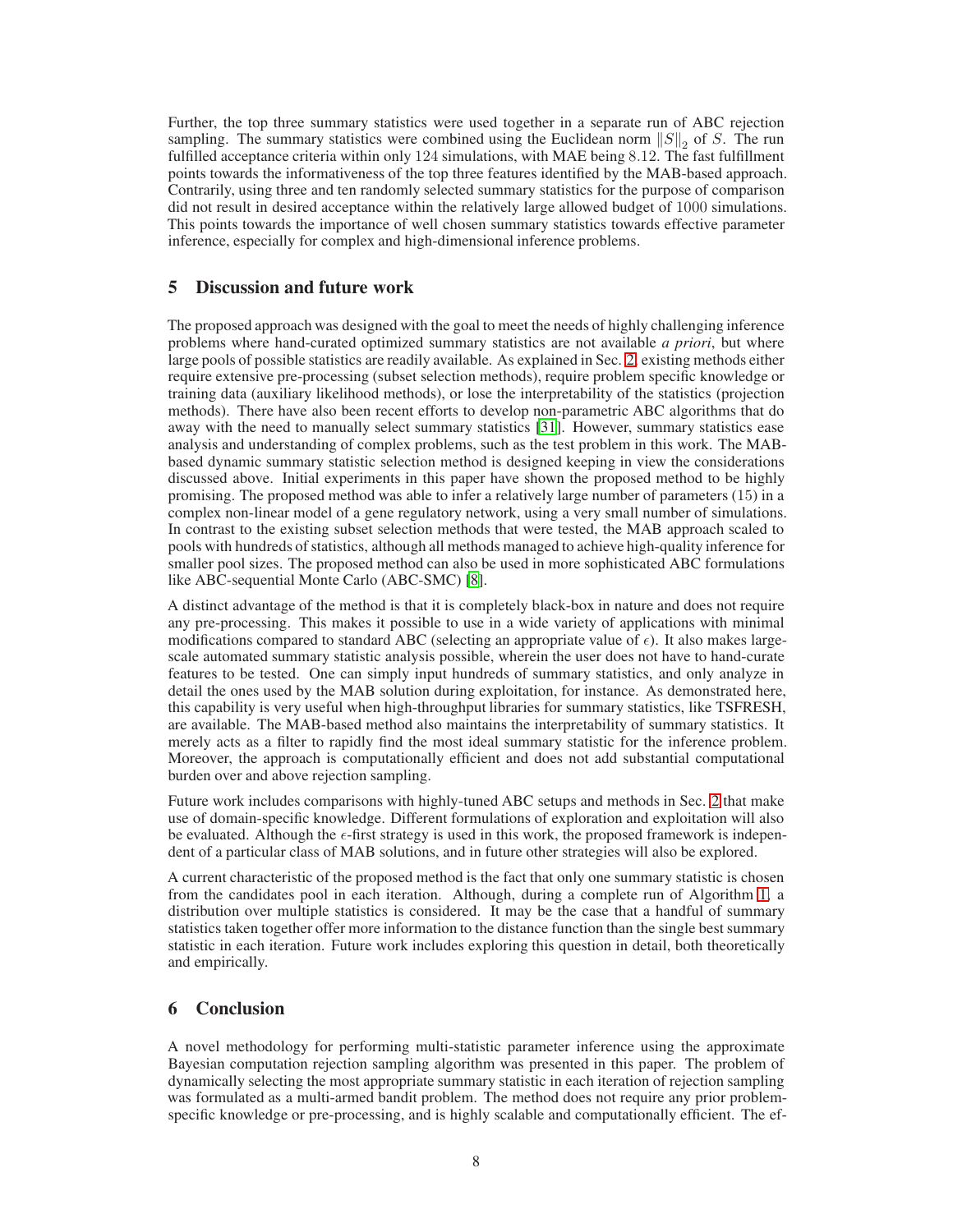Further, the top three summary statistics were used together in a separate run of ABC rejection sampling. The summary statistics were combined using the Euclidean norm $\|S\|_2$ of $S$. The run fulfilled acceptance criteria within only 124 simulations, with MAE being 8.12. The fast fulfillment points towards the informativeness of the top three features identified by the MAB-based approach. Contrarily, using three and ten randomly selected summary statistics for the purpose of comparison did not result in desired acceptance within the relatively large allowed budget of 1000 simulations. This points towards the importance of well chosen summary statistics towards effective parameter inference, especially for complex and high-dimensional inference problems.

## 5 Discussion and future work

The proposed approach was designed with the goal to meet the needs of highly challenging inference problems where hand-curated optimized summary statistics are not available *a priori*, but where large pools of possible statistics are readily available. As explained in Sec. 2, existing methods either require extensive pre-processing (subset selection methods), require problem specific knowledge or training data (auxiliary likelihood methods), or lose the interpretability of the statistics (projection methods). There have also been recent efforts to develop non-parametric ABC algorithms that do away with the need to manually select summary statistics [31]. However, summary statistics ease analysis and understanding of complex problems, such as the test problem in this work. The MAB-based dynamic summary statistic selection method is designed keeping in view the considerations discussed above. Initial experiments in this paper have shown the proposed method to be highly promising. The proposed method was able to infer a relatively large number of parameters (15) in a complex non-linear model of a gene regulatory network, using a very small number of simulations. In contrast to the existing subset selection methods that were tested, the MAB approach scaled to pools with hundreds of statistics, although all methods managed to achieve high-quality inference for smaller pool sizes. The proposed method can also be used in more sophisticated ABC formulations like ABC-sequential Monte Carlo (ABC-SMC) [8].

A distinct advantage of the method is that it is completely black-box in nature and does not require any pre-processing. This makes it possible to use in a wide variety of applications with minimal modifications compared to standard ABC (selecting an appropriate value of $\epsilon$). It also makes large-scale automated summary statistic analysis possible, wherein the user does not have to hand-curate features to be tested. One can simply input hundreds of summary statistics, and only analyze in detail the ones used by the MAB solution during exploitation, for instance. As demonstrated here, this capability is very useful when high-throughput libraries for summary statistics, like TSFRESH, are available. The MAB-based method also maintains the interpretability of summary statistics. It merely acts as a filter to rapidly find the most ideal summary statistic for the inference problem. Moreover, the approach is computationally efficient and does not add substantial computational burden over and above rejection sampling.

Future work includes comparisons with highly-tuned ABC setups and methods in Sec. 2 that make use of domain-specific knowledge. Different formulations of exploration and exploitation will also be evaluated. Although the $\epsilon$-first strategy is used in this work, the proposed framework is independent of a particular class of MAB solutions, and in future other strategies will also be explored.

A current characteristic of the proposed method is the fact that only one summary statistic is chosen from the candidates pool in each iteration. Although, during a complete run of Algorithm 1, a distribution over multiple statistics is considered. It may be the case that a handful of summary statistics taken together offer more information to the distance function than the single best summary statistic in each iteration. Future work includes exploring this question in detail, both theoretically and empirically.

## 6 Conclusion

A novel methodology for performing multi-statistic parameter inference using the approximate Bayesian computation rejection sampling algorithm was presented in this paper. The problem of dynamically selecting the most appropriate summary statistic in each iteration of rejection sampling was formulated as a multi-armed bandit problem. The method does not require any prior problem-specific knowledge or pre-processing, and is highly scalable and computationally efficient. The ef-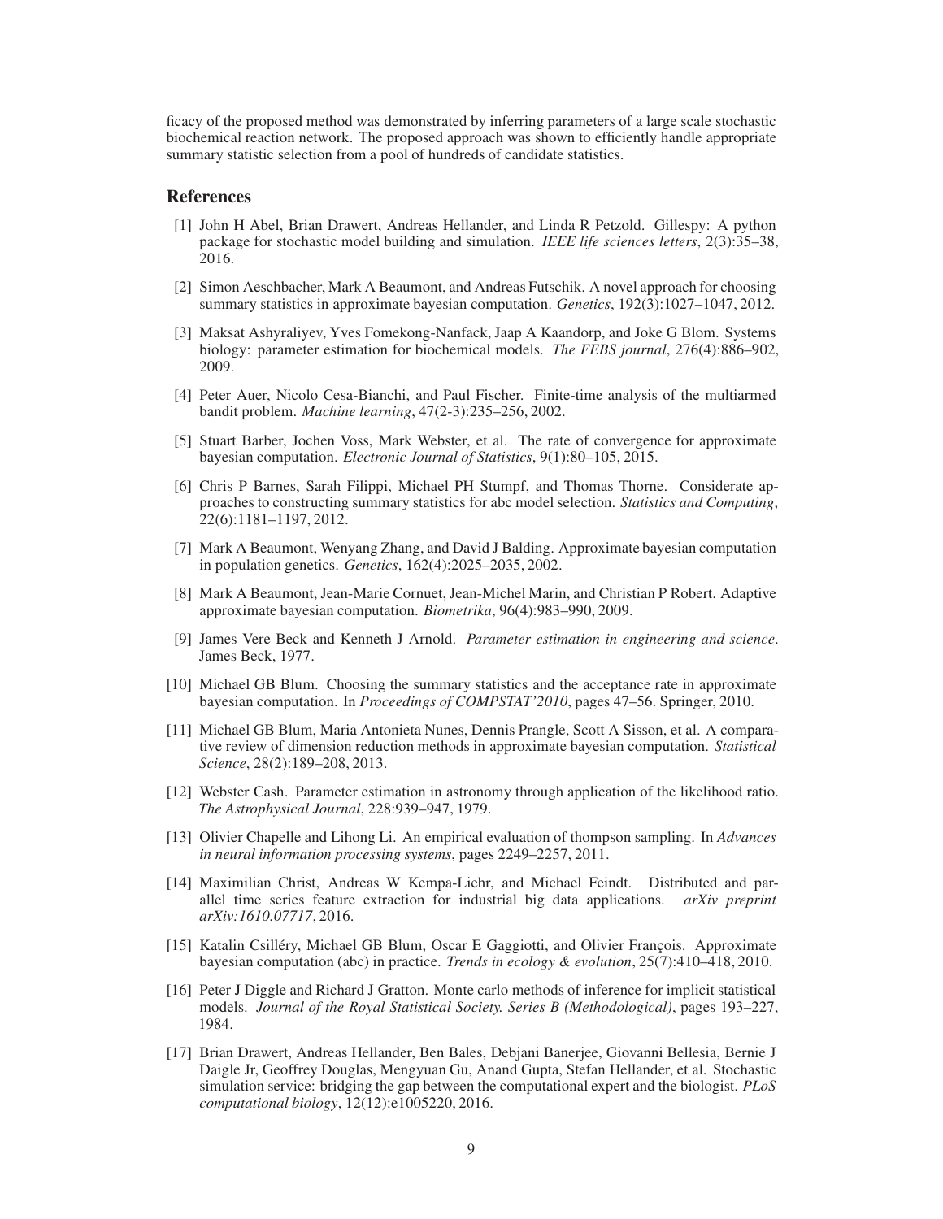ficacy of the proposed method was demonstrated by inferring parameters of a large scale stochastic biochemical reaction network. The proposed approach was shown to efficiently handle appropriate summary statistic selection from a pool of hundreds of candidate statistics.

## References

[1] John H Abel, Brian Drawert, Andreas Hellander, and Linda R Petzold. Gillespy: A python package for stochastic model building and simulation. *IEEE life sciences letters*, 2(3):35–38, 2016.

[2] Simon Aeschbacher, Mark A Beaumont, and Andreas Futschik. A novel approach for choosing summary statistics in approximate bayesian computation. *Genetics*, 192(3):1027–1047, 2012.

[3] Maksat Ashyraliyev, Yves Fomekong-Nanfack, Jaap A Kaandorp, and Joke G Blom. Systems biology: parameter estimation for biochemical models. *The FEBS journal*, 276(4):886–902, 2009.

[4] Peter Auer, Nicolo Cesa-Bianchi, and Paul Fischer. Finite-time analysis of the multiarmed bandit problem. *Machine learning*, 47(2-3):235–256, 2002.

[5] Stuart Barber, Jochen Voss, Mark Webster, et al. The rate of convergence for approximate bayesian computation. *Electronic Journal of Statistics*, 9(1):80–105, 2015.

[6] Chris P Barnes, Sarah Filippi, Michael PH Stumpf, and Thomas Thorne. Considerate approaches to constructing summary statistics for abc model selection. *Statistics and Computing*, 22(6):1181–1197, 2012.

[7] Mark A Beaumont, Wenyang Zhang, and David J Balding. Approximate bayesian computation in population genetics. *Genetics*, 162(4):2025–2035, 2002.

[8] Mark A Beaumont, Jean-Marie Cornuet, Jean-Michel Marin, and Christian P Robert. Adaptive approximate bayesian computation. *Biometrika*, 96(4):983–990, 2009.

[9] James Vere Beck and Kenneth J Arnold. *Parameter estimation in engineering and science*. James Beck, 1977.

[10] Michael GB Blum. Choosing the summary statistics and the acceptance rate in approximate bayesian computation. In *Proceedings of COMPSTAT'2010*, pages 47–56. Springer, 2010.

[11] Michael GB Blum, Maria Antonieta Nunes, Dennis Prangle, Scott A Sisson, et al. A comparative review of dimension reduction methods in approximate bayesian computation. *Statistical Science*, 28(2):189–208, 2013.

[12] Webster Cash. Parameter estimation in astronomy through application of the likelihood ratio. *The Astrophysical Journal*, 228:939–947, 1979.

[13] Olivier Chapelle and Lihong Li. An empirical evaluation of thompson sampling. In *Advances in neural information processing systems*, pages 2249–2257, 2011.

[14] Maximilian Christ, Andreas W Kempa-Liehr, and Michael Feindt. Distributed and parallel time series feature extraction for industrial big data applications. *arXiv preprint arXiv:1610.07717*, 2016.

[15] Katalin Csilléry, Michael GB Blum, Oscar E Gaggiotti, and Olivier François. Approximate bayesian computation (abc) in practice. *Trends in ecology & evolution*, 25(7):410–418, 2010.

[16] Peter J Diggle and Richard J Gratton. Monte carlo methods of inference for implicit statistical models. *Journal of the Royal Statistical Society. Series B (Methodological)*, pages 193–227, 1984.

[17] Brian Drawert, Andreas Hellander, Ben Bales, Debjani Banerjee, Giovanni Bellesia, Bernie J Daigle Jr, Geoffrey Douglas, Mengyuan Gu, Anand Gupta, Stefan Hellander, et al. Stochastic simulation service: bridging the gap between the computational expert and the biologist. *PLoS computational biology*, 12(12):e1005220, 2016.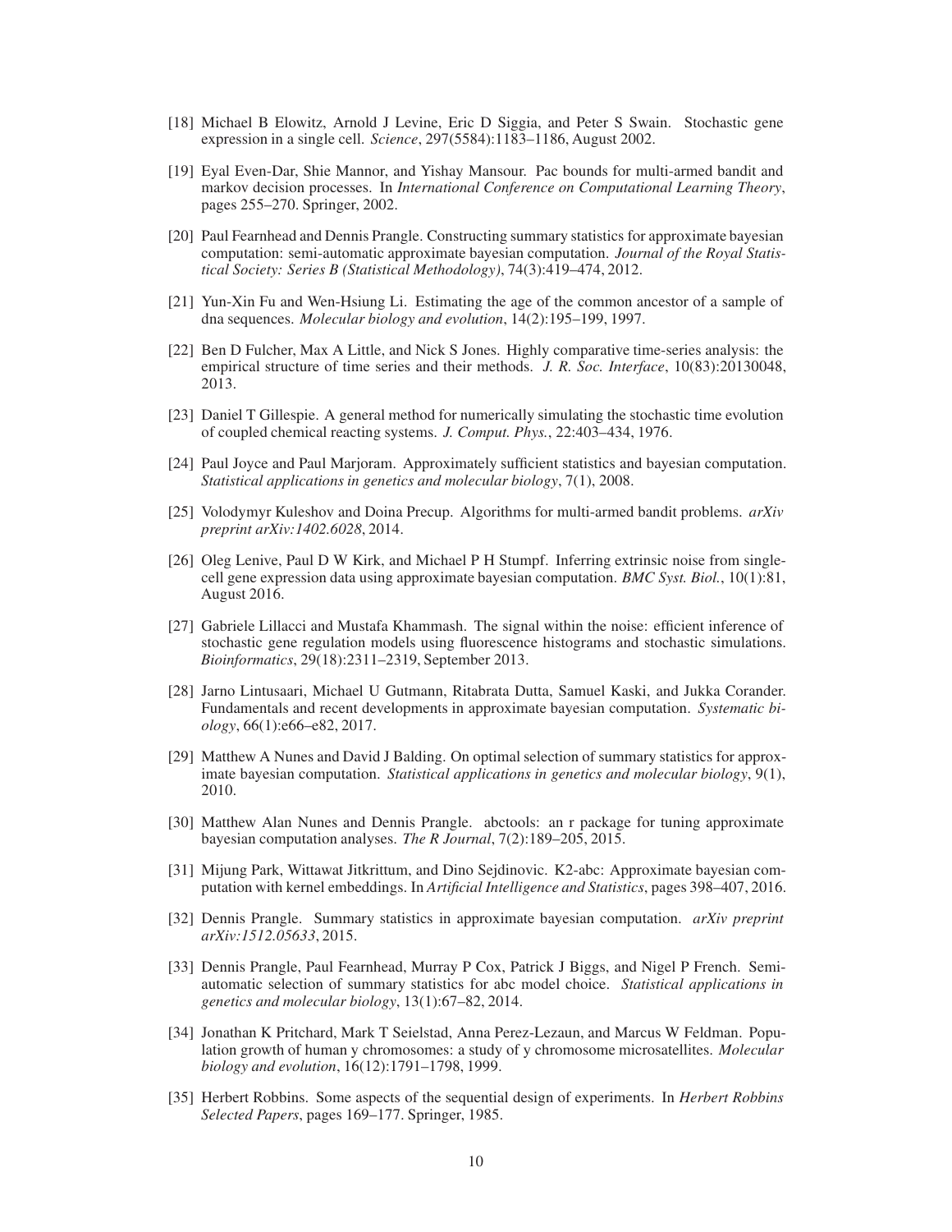[18] Michael B Elowitz, Arnold J Levine, Eric D Siggia, and Peter S Swain. Stochastic gene expression in a single cell. *Science*, 297(5584):1183–1186, August 2002.

[19] Eyal Even-Dar, Shie Mannor, and Yishay Mansour. Pac bounds for multi-armed bandit and markov decision processes. In *International Conference on Computational Learning Theory*, pages 255–270. Springer, 2002.

[20] Paul Fearnhead and Dennis Prangle. Constructing summary statistics for approximate bayesian computation: semi-automatic approximate bayesian computation. *Journal of the Royal Statistical Society: Series B (Statistical Methodology)*, 74(3):419–474, 2012.

[21] Yun-Xin Fu and Wen-Hsiung Li. Estimating the age of the common ancestor of a sample of dna sequences. *Molecular biology and evolution*, 14(2):195–199, 1997.

[22] Ben D Fulcher, Max A Little, and Nick S Jones. Highly comparative time-series analysis: the empirical structure of time series and their methods. *J. R. Soc. Interface*, 10(83):20130048, 2013.

[23] Daniel T Gillespie. A general method for numerically simulating the stochastic time evolution of coupled chemical reacting systems. *J. Comput. Phys.*, 22:403–434, 1976.

[24] Paul Joyce and Paul Marjoram. Approximately sufficient statistics and bayesian computation. *Statistical applications in genetics and molecular biology*, 7(1), 2008.

[25] Volodymyr Kuleshov and Doina Precup. Algorithms for multi-armed bandit problems. *arXiv preprint arXiv:1402.6028*, 2014.

[26] Oleg Lenive, Paul D W Kirk, and Michael P H Stumpf. Inferring extrinsic noise from single-cell gene expression data using approximate bayesian computation. *BMC Syst. Biol.*, 10(1):81, August 2016.

[27] Gabriele Lillacci and Mustafa Khammash. The signal within the noise: efficient inference of stochastic gene regulation models using fluorescence histograms and stochastic simulations. *Bioinformatics*, 29(18):2311–2319, September 2013.

[28] Jarno Lintusaari, Michael U Gutmann, Ritabrata Dutta, Samuel Kaski, and Jukka Corander. Fundamentals and recent developments in approximate bayesian computation. *Systematic biology*, 66(1):e66–e82, 2017.

[29] Matthew A Nunes and David J Balding. On optimal selection of summary statistics for approximate bayesian computation. *Statistical applications in genetics and molecular biology*, 9(1), 2010.

[30] Matthew Alan Nunes and Dennis Prangle. abctools: an r package for tuning approximate bayesian computation analyses. *The R Journal*, 7(2):189–205, 2015.

[31] Mijung Park, Wittawat Jitkrittum, and Dino Sejdinovic. K2-abc: Approximate bayesian computation with kernel embeddings. In *Artificial Intelligence and Statistics*, pages 398–407, 2016.

[32] Dennis Prangle. Summary statistics in approximate bayesian computation. *arXiv preprint arXiv:1512.05633*, 2015.

[33] Dennis Prangle, Paul Fearnhead, Murray P Cox, Patrick J Biggs, and Nigel P French. Semi-automatic selection of summary statistics for abc model choice. *Statistical applications in genetics and molecular biology*, 13(1):67–82, 2014.

[34] Jonathan K Pritchard, Mark T Seielstad, Anna Perez-Lezaun, and Marcus W Feldman. Population growth of human y chromosomes: a study of y chromosome microsatellites. *Molecular biology and evolution*, 16(12):1791–1798, 1999.

[35] Herbert Robbins. Some aspects of the sequential design of experiments. In *Herbert Robbins Selected Papers*, pages 169–177. Springer, 1985.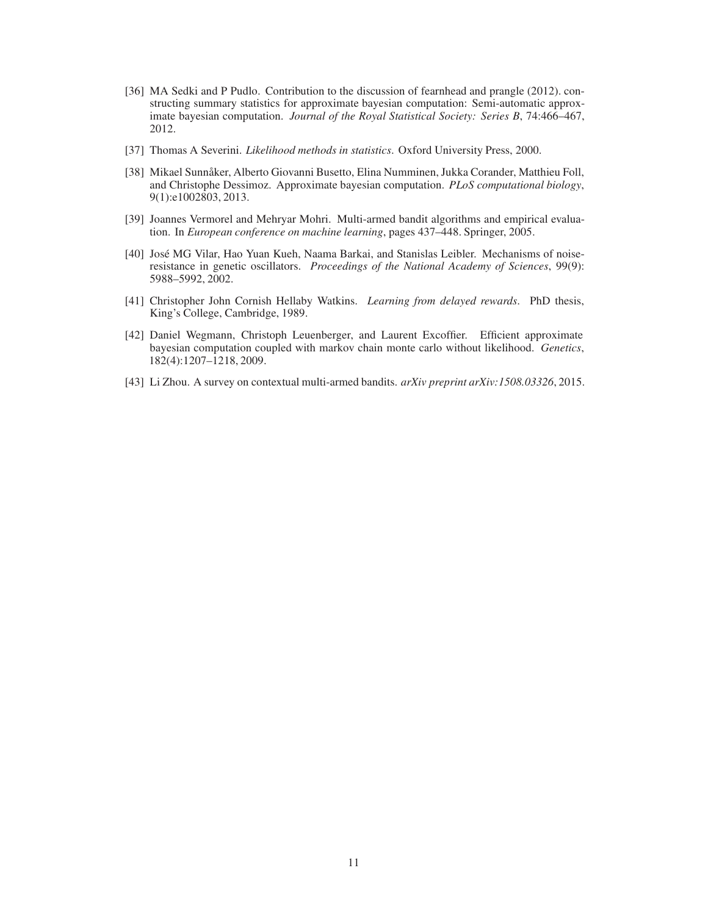[36] MA Sedki and P Pudlo. Contribution to the discussion of fearnhead and prangle (2012). constructing summary statistics for approximate bayesian computation: Semi-automatic approximate bayesian computation. *Journal of the Royal Statistical Society: Series B*, 74:466–467, 2012.

[37] Thomas A Severini. *Likelihood methods in statistics*. Oxford University Press, 2000.

[38] Mikael Sunnåker, Alberto Giovanni Busetto, Elina Numminen, Jukka Corander, Matthieu Foll, and Christophe Dessimoz. Approximate bayesian computation. *PLoS computational biology*, 9(1):e1002803, 2013.

[39] Joannes Vermorel and Mehryar Mohri. Multi-armed bandit algorithms and empirical evaluation. In *European conference on machine learning*, pages 437–448. Springer, 2005.

[40] José MG Vilar, Hao Yuan Kueh, Naama Barkai, and Stanislas Leibler. Mechanisms of noise-resistance in genetic oscillators. *Proceedings of the National Academy of Sciences*, 99(9): 5988–5992, 2002.

[41] Christopher John Cornish Hellaby Watkins. *Learning from delayed rewards*. PhD thesis, King's College, Cambridge, 1989.

[42] Daniel Wegmann, Christoph Leuenberger, and Laurent Excoffier. Efficient approximate bayesian computation coupled with markov chain monte carlo without likelihood. *Genetics*, 182(4):1207–1218, 2009.

[43] Li Zhou. A survey on contextual multi-armed bandits. *arXiv preprint arXiv:1508.03326*, 2015.